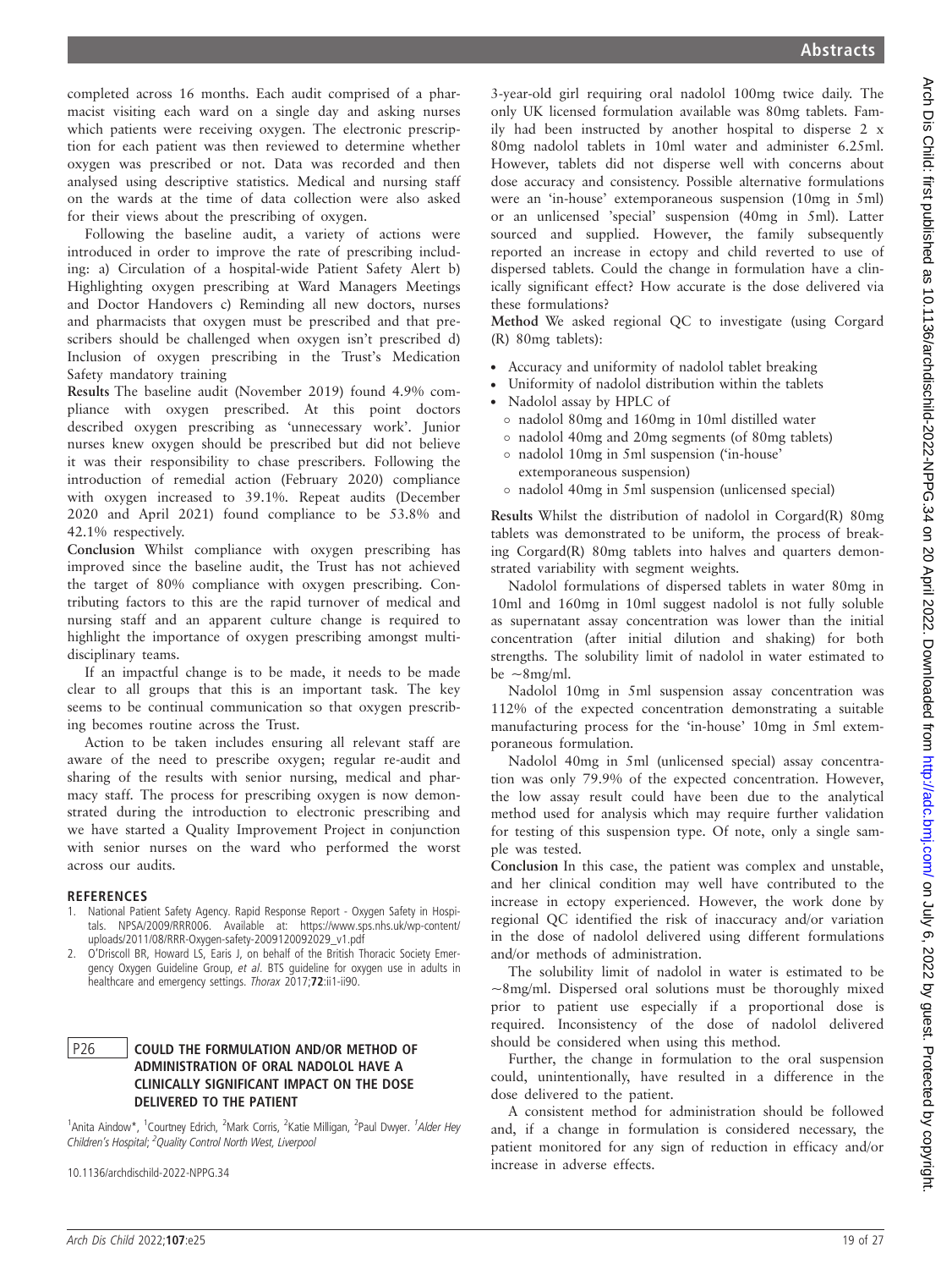completed across 16 months. Each audit comprised of a pharmacist visiting each ward on a single day and asking nurses which patients were receiving oxygen. The electronic prescription for each patient was then reviewed to determine whether oxygen was prescribed or not. Data was recorded and then analysed using descriptive statistics. Medical and nursing staff on the wards at the time of data collection were also asked for their views about the prescribing of oxygen.

Following the baseline audit, a variety of actions were introduced in order to improve the rate of prescribing including: a) Circulation of a hospital-wide Patient Safety Alert b) Highlighting oxygen prescribing at Ward Managers Meetings and Doctor Handovers c) Reminding all new doctors, nurses and pharmacists that oxygen must be prescribed and that prescribers should be challenged when oxygen isn't prescribed d) Inclusion of oxygen prescribing in the Trust's Medication Safety mandatory training

**Results** The baseline audit (November 2019) found 4.9% compliance with oxygen prescribed. At this point doctors described oxygen prescribing as 'unnecessary work'. Junior nurses knew oxygen should be prescribed but did not believe it was their responsibility to chase prescribers. Following the introduction of remedial action (February 2020) compliance with oxygen increased to 39.1%. Repeat audits (December 2020 and April 2021) found compliance to be 53.8% and 42.1% respectively.

**Conclusion** Whilst compliance with oxygen prescribing has improved since the baseline audit, the Trust has not achieved the target of 80% compliance with oxygen prescribing. Contributing factors to this are the rapid turnover of medical and nursing staff and an apparent culture change is required to highlight the importance of oxygen prescribing amongst multidisciplinary teams.

If an impactful change is to be made, it needs to be made clear to all groups that this is an important task. The key seems to be continual communication so that oxygen prescribing becomes routine across the Trust.

Action to be taken includes ensuring all relevant staff are aware of the need to prescribe oxygen; regular re-audit and sharing of the results with senior nursing, medical and pharmacy staff. The process for prescribing oxygen is now demonstrated during the introduction to electronic prescribing and we have started a Quality Improvement Project in conjunction with senior nurses on the ward who performed the worst across our audits.

## REFERENCES

1. National Patient Safety Agency. Rapid Response Report - Oxygen Safety in Hospitals. NPSA/2009/RRR006. Available at: https://www.sps.nhs.uk/wp-content/uploads/2011/08/RRR-Oxygen-safety-2009120092029_v1.pdf
2. O'Driscoll BR, Howard LS, Earis J, on behalf of the British Thoracic Society Emergency Oxygen Guideline Group, *et al*. BTS guideline for oxygen use in adults in healthcare and emergency settings. *Thorax* 2017;**72**:ii1-ii90.

## P26 COULD THE FORMULATION AND/OR METHOD OF ADMINISTRATION OF ORAL NADOLOL HAVE A CLINICALLY SIGNIFICANT IMPACT ON THE DOSE DELIVERED TO THE PATIENT

[1]Anita Aindow*, [1]Courtney Edrich, [2]Mark Corris, [2]Katie Milligan, [2]Paul Dwyer. [1]*Alder Hey Children's Hospital*; [2]*Quality Control North West, Liverpool*

10.1136/archdischild-2022-NPPG.34

3-year-old girl requiring oral nadolol 100mg twice daily. The only UK licensed formulation available was 80mg tablets. Family had been instructed by another hospital to disperse 2 x 80mg nadolol tablets in 10ml water and administer 6.25ml. However, tablets did not disperse well with concerns about dose accuracy and consistency. Possible alternative formulations were an 'in-house' extemporaneous suspension (10mg in 5ml) or an unlicensed 'special' suspension (40mg in 5ml). Latter sourced and supplied. However, the family subsequently reported an increase in ectopy and child reverted to use of dispersed tablets. Could the change in formulation have a clinically significant effect? How accurate is the dose delivered via these formulations?

**Method** We asked regional QC to investigate (using Corgard (R) 80mg tablets):

- Accuracy and uniformity of nadolol tablet breaking
- Uniformity of nadolol distribution within the tablets
- Nadolol assay by HPLC of
  - nadolol 80mg and 160mg in 10ml distilled water
  - nadolol 40mg and 20mg segments (of 80mg tablets)
  - nadolol 10mg in 5ml suspension ('in-house' extemporaneous suspension)
  - nadolol 40mg in 5ml suspension (unlicensed special)

**Results** Whilst the distribution of nadolol in Corgard(R) 80mg tablets was demonstrated to be uniform, the process of breaking Corgard(R) 80mg tablets into halves and quarters demonstrated variability with segment weights.

Nadolol formulations of dispersed tablets in water 80mg in 10ml and 160mg in 10ml suggest nadolol is not fully soluble as supernatant assay concentration was lower than the initial concentration (after initial dilution and shaking) for both strengths. The solubility limit of nadolol in water estimated to be ~8mg/ml.

Nadolol 10mg in 5ml suspension assay concentration was 112% of the expected concentration demonstrating a suitable manufacturing process for the 'in-house' 10mg in 5ml extemporaneous formulation.

Nadolol 40mg in 5ml (unlicensed special) assay concentration was only 79.9% of the expected concentration. However, the low assay result could have been due to the analytical method used for analysis which may require further validation for testing of this suspension type. Of note, only a single sample was tested.

**Conclusion** In this case, the patient was complex and unstable, and her clinical condition may well have contributed to the increase in ectopy experienced. However, the work done by regional QC identified the risk of inaccuracy and/or variation in the dose of nadolol delivered using different formulations and/or methods of administration.

The solubility limit of nadolol in water is estimated to be ~8mg/ml. Dispersed oral solutions must be thoroughly mixed prior to patient use especially if a proportional dose is required. Inconsistency of the dose of nadolol delivered should be considered when using this method.

Further, the change in formulation to the oral suspension could, unintentionally, have resulted in a difference in the dose delivered to the patient.

A consistent method for administration should be followed and, if a change in formulation is considered necessary, the patient monitored for any sign of reduction in efficacy and/or increase in adverse effects.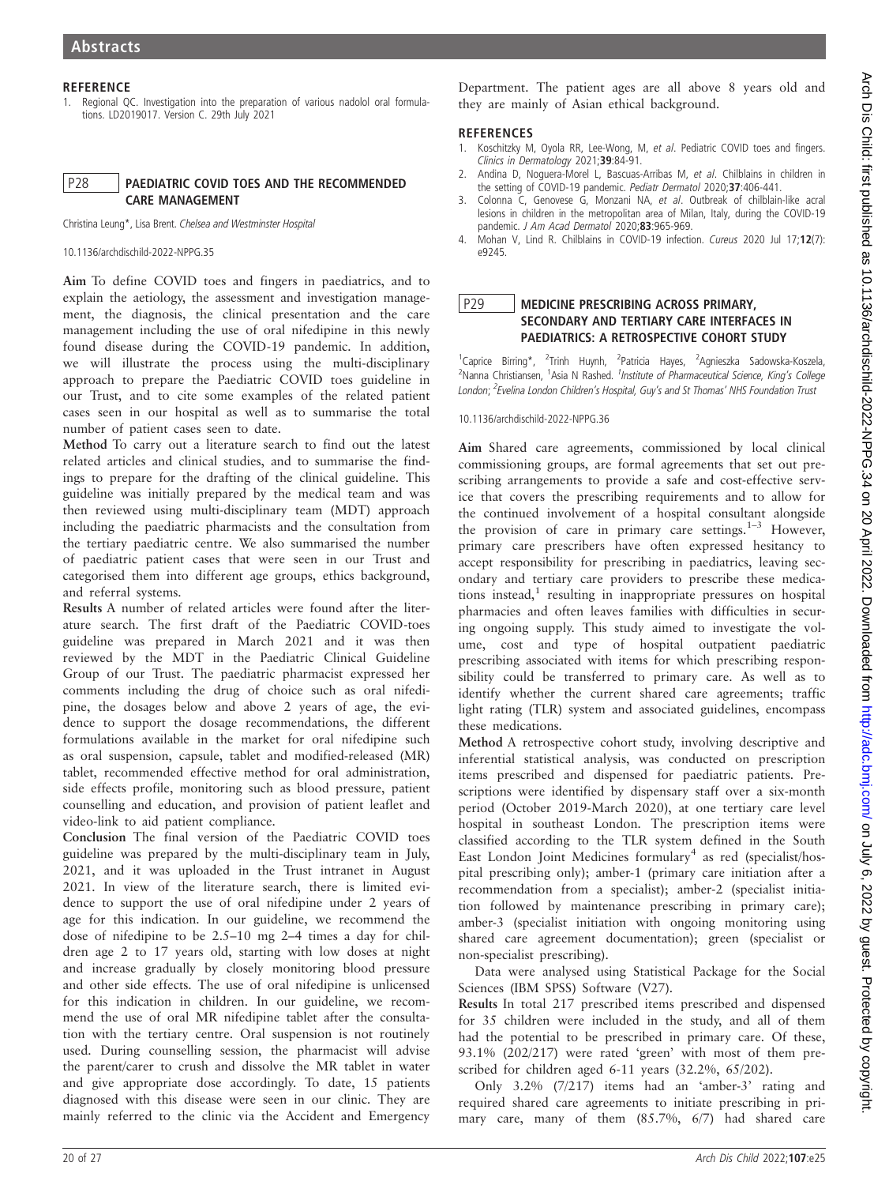## REFERENCE

1. Regional QC. Investigation into the preparation of various nadolol oral formulations. LD2019017. Version C. 29th July 2021

## P28 PAEDIATRIC COVID TOES AND THE RECOMMENDED CARE MANAGEMENT

Christina Leung*, Lisa Brent. *Chelsea and Westminster Hospital*

10.1136/archdischild-2022-NPPG.35

**Aim** To define COVID toes and fingers in paediatrics, and to explain the aetiology, the assessment and investigation management, the diagnosis, the clinical presentation and the care management including the use of oral nifedipine in this newly found disease during the COVID-19 pandemic. In addition, we will illustrate the process using the multi-disciplinary approach to prepare the Paediatric COVID toes guideline in our Trust, and to cite some examples of the related patient cases seen in our hospital as well as to summarise the total number of patient cases seen to date.

**Method** To carry out a literature search to find out the latest related articles and clinical studies, and to summarise the findings to prepare for the drafting of the clinical guideline. This guideline was initially prepared by the medical team and was then reviewed using multi-disciplinary team (MDT) approach including the paediatric pharmacists and the consultation from the tertiary paediatric centre. We also summarised the number of paediatric patient cases that were seen in our Trust and categorised them into different age groups, ethics background, and referral systems.

**Results** A number of related articles were found after the literature search. The first draft of the Paediatric COVID-toes guideline was prepared in March 2021 and it was then reviewed by the MDT in the Paediatric Clinical Guideline Group of our Trust. The paediatric pharmacist expressed her comments including the drug of choice such as oral nifedipine, the dosages below and above 2 years of age, the evidence to support the dosage recommendations, the different formulations available in the market for oral nifedipine such as oral suspension, capsule, tablet and modified-released (MR) tablet, recommended effective method for oral administration, side effects profile, monitoring such as blood pressure, patient counselling and education, and provision of patient leaflet and video-link to aid patient compliance.

**Conclusion** The final version of the Paediatric COVID toes guideline was prepared by the multi-disciplinary team in July, 2021, and it was uploaded in the Trust intranet in August 2021. In view of the literature search, there is limited evidence to support the use of oral nifedipine under 2 years of age for this indication. In our guideline, we recommend the dose of nifedipine to be 2.5–10 mg 2–4 times a day for children age 2 to 17 years old, starting with low doses at night and increase gradually by closely monitoring blood pressure and other side effects. The use of oral nifedipine is unlicensed for this indication in children. In our guideline, we recommend the use of oral MR nifedipine tablet after the consultation with the tertiary centre. Oral suspension is not routinely used. During counselling session, the pharmacist will advise the parent/carer to crush and dissolve the MR tablet in water and give appropriate dose accordingly. To date, 15 patients diagnosed with this disease were seen in our clinic. They are mainly referred to the clinic via the Accident and Emergency Department. The patient ages are all above 8 years old and they are mainly of Asian ethical background.

## REFERENCES

1. Koschitzky M, Oyola RR, Lee-Wong, M, *et al*. Pediatric COVID toes and fingers. *Clinics in Dermatology* 2021;**39**:84-91.
2. Andina D, Noguera-Morel L, Bascuas-Arribas M, *et al*. Chilblains in children in the setting of COVID-19 pandemic. *Pediatr Dermatol* 2020;**37**:406-441.
3. Colonna C, Genovese G, Monzani NA, *et al*. Outbreak of chilblain-like acral lesions in children in the metropolitan area of Milan, Italy, during the COVID-19 pandemic. *J Am Acad Dermatol* 2020;**83**:965-969.
4. Mohan V, Lind R. Chilblains in COVID-19 infection. *Cureus* 2020 Jul 17;**12**(7): e9245.

## P29 MEDICINE PRESCRIBING ACROSS PRIMARY, SECONDARY AND TERTIARY CARE INTERFACES IN PAEDIATRICS: A RETROSPECTIVE COHORT STUDY

[1]Caprice Birring*, [2]Trinh Huynh, [2]Patricia Hayes, [2]Agnieszka Sadowska-Koszela, [2]Nanna Christiansen, [1]Asia N Rashed. [1]*Institute of Pharmaceutical Science, King's College London*; [2]*Evelina London Children's Hospital, Guy's and St Thomas' NHS Foundation Trust*

10.1136/archdischild-2022-NPPG.36

**Aim** Shared care agreements, commissioned by local clinical commissioning groups, are formal agreements that set out prescribing arrangements to provide a safe and cost-effective service that covers the prescribing requirements and to allow for the continued involvement of a hospital consultant alongside the provision of care in primary care settings.[1–3] However, primary care prescribers have often expressed hesitancy to accept responsibility for prescribing in paediatrics, leaving secondary and tertiary care providers to prescribe these medications instead,[1] resulting in inappropriate pressures on hospital pharmacies and often leaves families with difficulties in securing ongoing supply. This study aimed to investigate the volume, cost and type of hospital outpatient paediatric prescribing associated with items for which prescribing responsibility could be transferred to primary care. As well as to identify whether the current shared care agreements; traffic light rating (TLR) system and associated guidelines, encompass these medications.

**Method** A retrospective cohort study, involving descriptive and inferential statistical analysis, was conducted on prescription items prescribed and dispensed for paediatric patients. Prescriptions were identified by dispensary staff over a six-month period (October 2019-March 2020), at one tertiary care level hospital in southeast London. The prescription items were classified according to the TLR system defined in the South East London Joint Medicines formulary[4] as red (specialist/hospital prescribing only); amber-1 (primary care initiation after a recommendation from a specialist); amber-2 (specialist initiation followed by maintenance prescribing in primary care); amber-3 (specialist initiation with ongoing monitoring using shared care agreement documentation); green (specialist or non-specialist prescribing).

Data were analysed using Statistical Package for the Social Sciences (IBM SPSS) Software (V27).

**Results** In total 217 prescribed items prescribed and dispensed for 35 children were included in the study, and all of them had the potential to be prescribed in primary care. Of these, 93.1% (202/217) were rated 'green' with most of them prescribed for children aged 6-11 years (32.2%, 65/202).

Only 3.2% (7/217) items had an 'amber-3' rating and required shared care agreements to initiate prescribing in primary care, many of them (85.7%, 6/7) had shared care